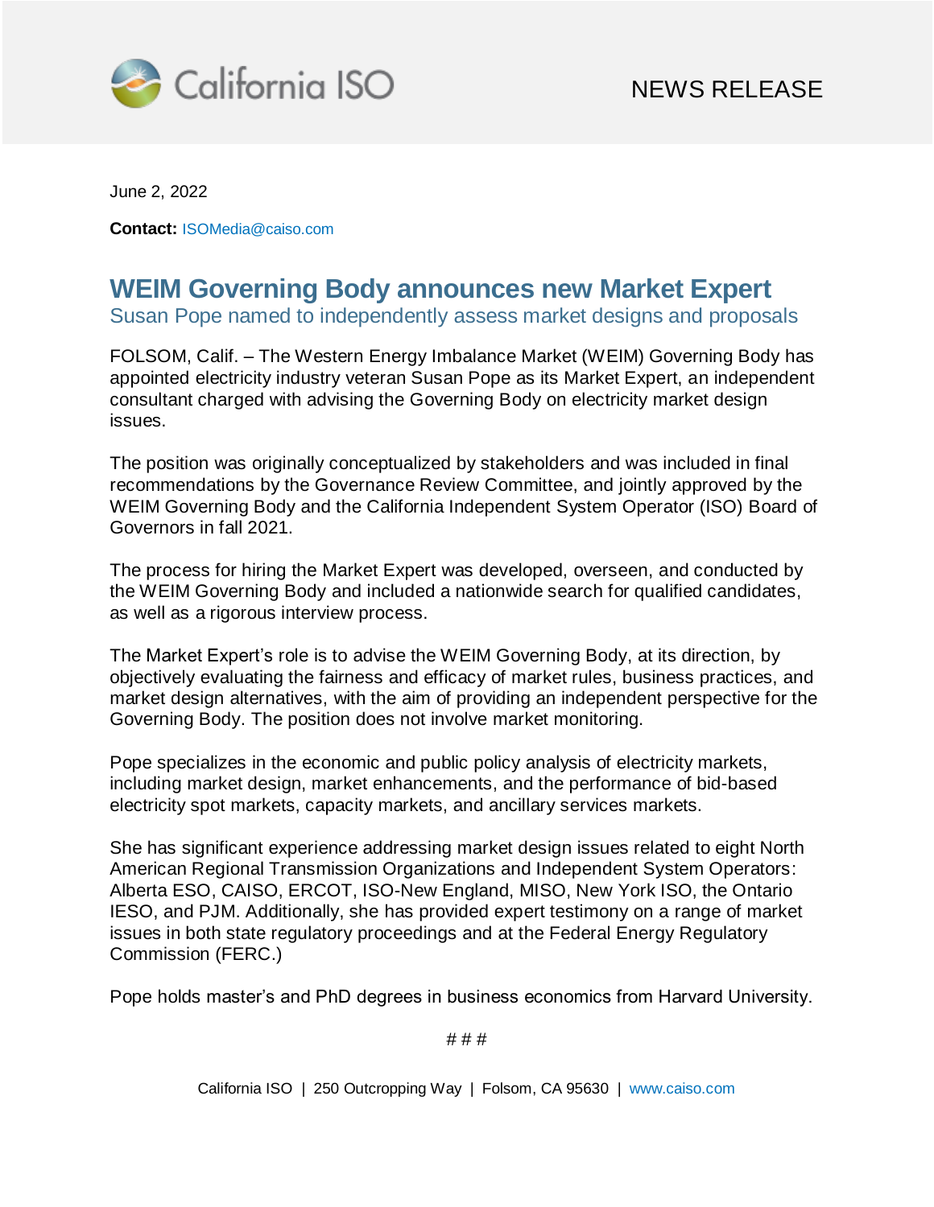California ISO

NEWS RELEASE

June 2, 2022

**Contact:** ISOMedia@caiso.com

# WEIM Governing Body announces new Market Expert

## Susan Pope named to independently assess market designs and proposals

FOLSOM, Calif. – The Western Energy Imbalance Market (WEIM) Governing Body has appointed electricity industry veteran Susan Pope as its Market Expert, an independent consultant charged with advising the Governing Body on electricity market design issues.

The position was originally conceptualized by stakeholders and was included in final recommendations by the Governance Review Committee, and jointly approved by the WEIM Governing Body and the California Independent System Operator (ISO) Board of Governors in fall 2021.

The process for hiring the Market Expert was developed, overseen, and conducted by the WEIM Governing Body and included a nationwide search for qualified candidates, as well as a rigorous interview process.

The Market Expert's role is to advise the WEIM Governing Body, at its direction, by objectively evaluating the fairness and efficacy of market rules, business practices, and market design alternatives, with the aim of providing an independent perspective for the Governing Body. The position does not involve market monitoring.

Pope specializes in the economic and public policy analysis of electricity markets, including market design, market enhancements, and the performance of bid-based electricity spot markets, capacity markets, and ancillary services markets.

She has significant experience addressing market design issues related to eight North American Regional Transmission Organizations and Independent System Operators: Alberta ESO, CAISO, ERCOT, ISO-New England, MISO, New York ISO, the Ontario IESO, and PJM. Additionally, she has provided expert testimony on a range of market issues in both state regulatory proceedings and at the Federal Energy Regulatory Commission (FERC.)

Pope holds master's and PhD degrees in business economics from Harvard University.

# # #

California ISO | 250 Outcropping Way | Folsom, CA 95630 | www.caiso.com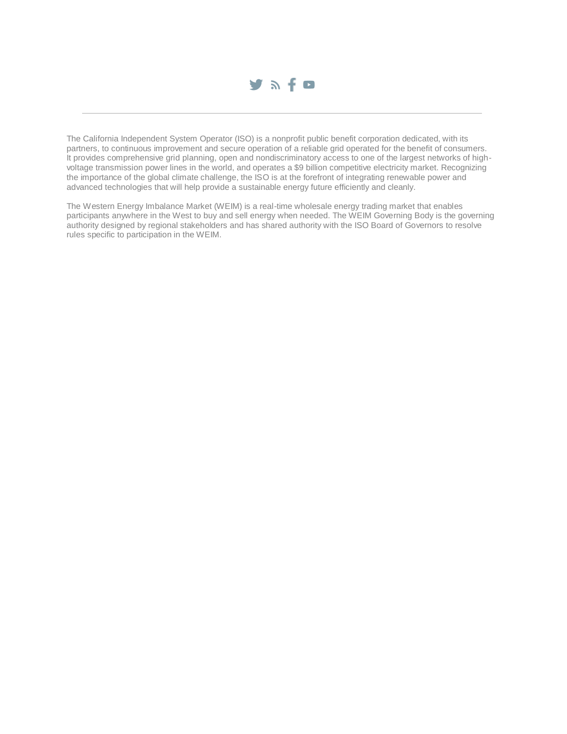---

The California Independent System Operator (ISO) is a nonprofit public benefit corporation dedicated, with its partners, to continuous improvement and secure operation of a reliable grid operated for the benefit of consumers. It provides comprehensive grid planning, open and nondiscriminatory access to one of the largest networks of high-voltage transmission power lines in the world, and operates a $9 billion competitive electricity market. Recognizing the importance of the global climate challenge, the ISO is at the forefront of integrating renewable power and advanced technologies that will help provide a sustainable energy future efficiently and cleanly.

The Western Energy Imbalance Market (WEIM) is a real-time wholesale energy trading market that enables participants anywhere in the West to buy and sell energy when needed. The WEIM Governing Body is the governing authority designed by regional stakeholders and has shared authority with the ISO Board of Governors to resolve rules specific to participation in the WEIM.